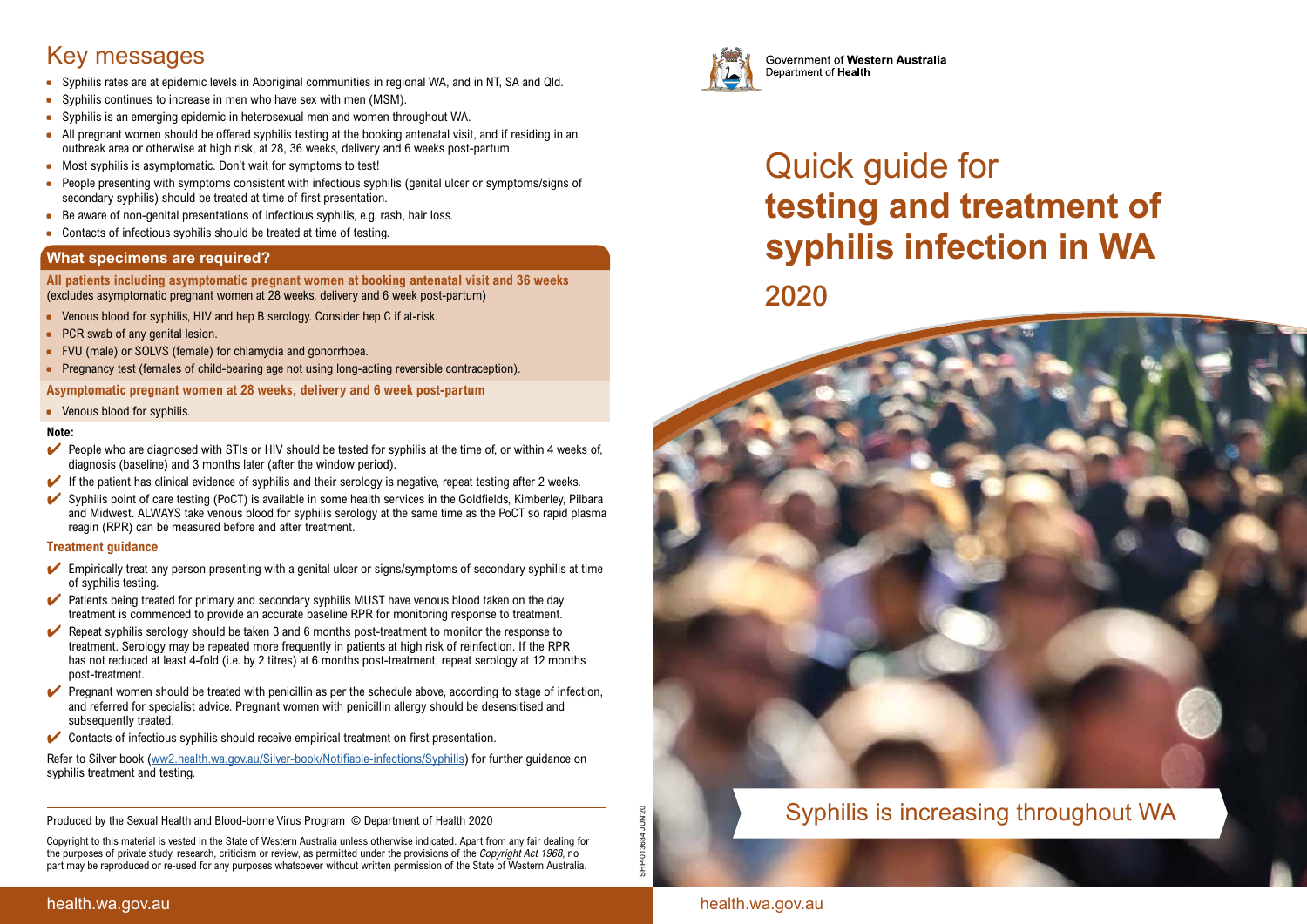## Key messages

- Syphilis rates are at epidemic levels in Aboriginal communities in regional WA, and in NT, SA and Qld.
- Syphilis continues to increase in men who have sex with men (MSM).
- Syphilis is an emerging epidemic in heterosexual men and women throughout WA.
- All pregnant women should be offered syphilis testing at the booking antenatal visit, and if residing in an outbreak area or otherwise at high risk, at 28, 36 weeks, delivery and 6 weeks post-partum.
- Most syphilis is asymptomatic. Don't wait for symptoms to test!
- People presenting with symptoms consistent with infectious syphilis (genital ulcer or symptoms/signs of secondary syphilis) should be treated at time of first presentation.
- Be aware of non-genital presentations of infectious syphilis, e.g. rash, hair loss.
- Contacts of infectious syphilis should be treated at time of testing.

### What specimens are required?

**All patients including asymptomatic pregnant women at booking antenatal visit and 36 weeks**
(excludes asymptomatic pregnant women at 28 weeks, delivery and 6 week post-partum)

- Venous blood for syphilis, HIV and hep B serology. Consider hep C if at-risk.
- PCR swab of any genital lesion.
- FVU (male) or SOLVS (female) for chlamydia and gonorrhoea.
- Pregnancy test (females of child-bearing age not using long-acting reversible contraception).

**Asymptomatic pregnant women at 28 weeks, delivery and 6 week post-partum**

- Venous blood for syphilis.

**Note:**

- ✔ People who are diagnosed with STIs or HIV should be tested for syphilis at the time of, or within 4 weeks of, diagnosis (baseline) and 3 months later (after the window period).
- ✔ If the patient has clinical evidence of syphilis and their serology is negative, repeat testing after 2 weeks.
- ✔ Syphilis point of care testing (PoCT) is available in some health services in the Goldfields, Kimberley, Pilbara and Midwest. ALWAYS take venous blood for syphilis serology at the same time as the PoCT so rapid plasma reagin (RPR) can be measured before and after treatment.

**Treatment guidance**

- ✔ Empirically treat any person presenting with a genital ulcer or signs/symptoms of secondary syphilis at time of syphilis testing.
- ✔ Patients being treated for primary and secondary syphilis MUST have venous blood taken on the day treatment is commenced to provide an accurate baseline RPR for monitoring response to treatment.
- ✔ Repeat syphilis serology should be taken 3 and 6 months post-treatment to monitor the response to treatment. Serology may be repeated more frequently in patients at high risk of reinfection. If the RPR has not reduced at least 4-fold (i.e. by 2 titres) at 6 months post-treatment, repeat serology at 12 months post-treatment.
- ✔ Pregnant women should be treated with penicillin as per the schedule above, according to stage of infection, and referred for specialist advice. Pregnant women with penicillin allergy should be desensitised and subsequently treated.
- ✔ Contacts of infectious syphilis should receive empirical treatment on first presentation.

Refer to Silver book (ww2.health.wa.gov.au/Silver-book/Notifiable-infections/Syphilis) for further guidance on syphilis treatment and testing.

---

Produced by the Sexual Health and Blood-borne Virus Program © Department of Health 2020

Copyright to this material is vested in the State of Western Australia unless otherwise indicated. Apart from any fair dealing for the purposes of private study, research, criticism or review, as permitted under the provisions of the *Copyright Act 1968*, no part may be reproduced or re-used for any purposes whatsoever without written permission of the State of Western Australia.

SHP-013684 JUN'20

health.wa.gov.au

Government of **Western Australia**
Department of **Health**

# Quick guide for **testing and treatment of syphilis infection in WA**

## 2020

Syphilis is increasing throughout WA

health.wa.gov.au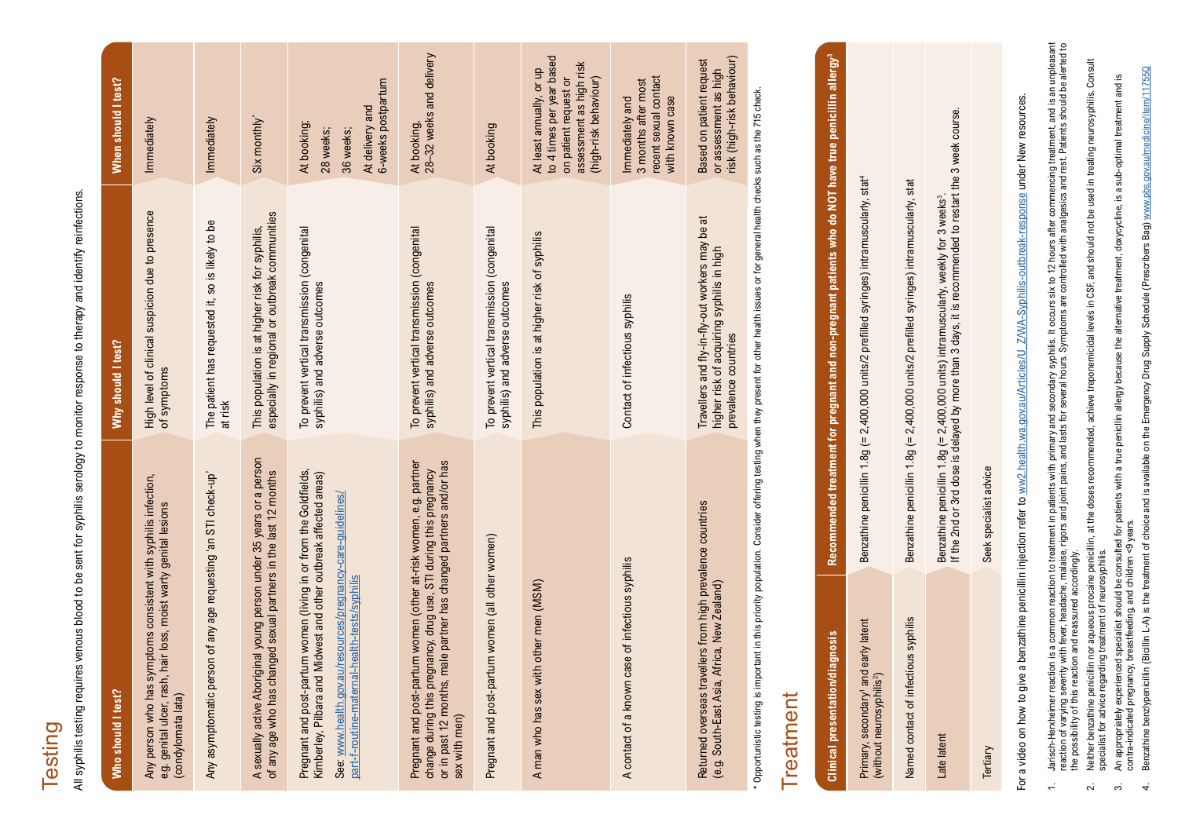# Testing

All syphilis testing requires venous blood to be sent for syphilis serology to monitor response to therapy and identify reinfections.

| Who should I test? | Why should I test? | When should I test? |
|---|---|---|
| Any person who has symptoms consistent with syphilis infection, e.g. genital ulcer, rash, hair loss, moist warty genital lesions (condylomata lata) | High level of clinical suspicion due to presence of symptoms | Immediately |
| Any asymptomatic person of any age requesting 'an STI check-up' | The patient has requested it, so is likely to be at risk | Immediately |
| A sexually active Aboriginal young person under 35 years or a person of any age who has changed sexual partners in the last 12 months | This population is at higher risk for syphilis, especially in regional or outbreak communities | Six monthly* |
| Pregnant and post-partum women (living in or from the Goldfields, Kimberley, Pilbara and Midwest and other outbreak affected areas) See: www.health.gov.au/resources/pregnancy-care-guidelines/part-f-routine-maternal-health-tests/syphilis | To prevent vertical transmission (congenital syphilis) and adverse outcomes | At booking; 28 weeks; 36 weeks; At delivery and 6-weeks postpartum |
| Pregnant and post-partum women (other at-risk women, e.g. partner change during this pregnancy, drug use, STI during this pregnancy or in past 12 months, male partner has changed partners and/or has sex with men) | To prevent vertical transmission (congenital syphilis) and adverse outcomes | At booking, 28–32 weeks and delivery |
| Pregnant and post-partum women (all other women) | To prevent vertical transmission (congenital syphilis) and adverse outcomes | At booking |
| A man who has sex with other men (MSM) | This population is at higher risk of syphilis | At least annually, or up to 4 times per year based on patient request or assessment as high risk (high-risk behaviour) |
| A contact of a known case of infectious syphilis | Contact of infectious syphilis | Immediately and 3 months after most recent sexual contact with known case |
| Returned overseas travellers from high prevalence countries (e.g. South-East Asia, Africa, New Zealand) | Travellers and fly-in-fly-out workers may be at higher risk of acquiring syphilis in high prevalence countries | Based on patient request or assessment as high risk (high-risk behaviour) |

\* Opportunistic testing is important in this priority population. Consider offering testing when they present for other health issues or for general health checks such as the 715 check.

# Treatment

| Clinical presentation/diagnosis | Recommended treatment for pregnant and non-pregnant patients who do NOT have true penicillin allergy[3] |
|---|---|
| Primary, secondary[1] and early latent (without neurosyphilis[2]) | Benzathine penicillin 1.8g (= 2,400,000 units/2 prefilled syringes) intramuscularly, stat[4] |
| Named contact of infectious syphilis | Benzathine penicillin 1.8g (= 2,400,000 units/2 prefilled syringes) intramuscularly, stat |
| Late latent | Benzathine penicillin 1.8g (= 2,400,000 units) intramuscularly, weekly for 3 weeks[3]. If the 2nd or 3rd dose is delayed by more than 3 days, it is recommended to restart the 3 week course. |
| Tertiary | Seek specialist advice |

For a video on how to give a benzathine penicillin injection refer to ww2.health.wa.gov.au/Articles/U_Z/WA-Syphilis-outbreak-response under New resources.

1. Jarisch-Herxheimer reaction is a common reaction to treatment in patients with primary and secondary syphilis. It occurs six to 12 hours after commencing treatment, and is an unpleasant reaction of varying severity with fever, headache, malaise, rigors and joint pains, and lasts for several hours. Symptoms are controlled with analgesics and rest. Patients should be alerted to the possibility of this reaction and reassured accordingly.
2. Neither benzathine penicillin nor aqueous procaine penicillin, at the doses recommended, achieve treponemicidal levels in CSF, and should not be used in treating neurosyphilis. Consult specialist for advice regarding treatment of neurosyphilis.
3. An appropriately experienced specialist should be consulted for patients with a true penicillin allergy because the alternative treatment, doxycycline, is a sub-optimal treatment and is contra-indicated pregnancy, breastfeeding, and children <9 years.
4. Benzathine benzylpenicillin (Bicillin L-A) is the treatment of choice and is available on the Emergency Drug Supply Schedule (Prescribers Bag) www.pbs.gov.au/medicine/item/11755Q